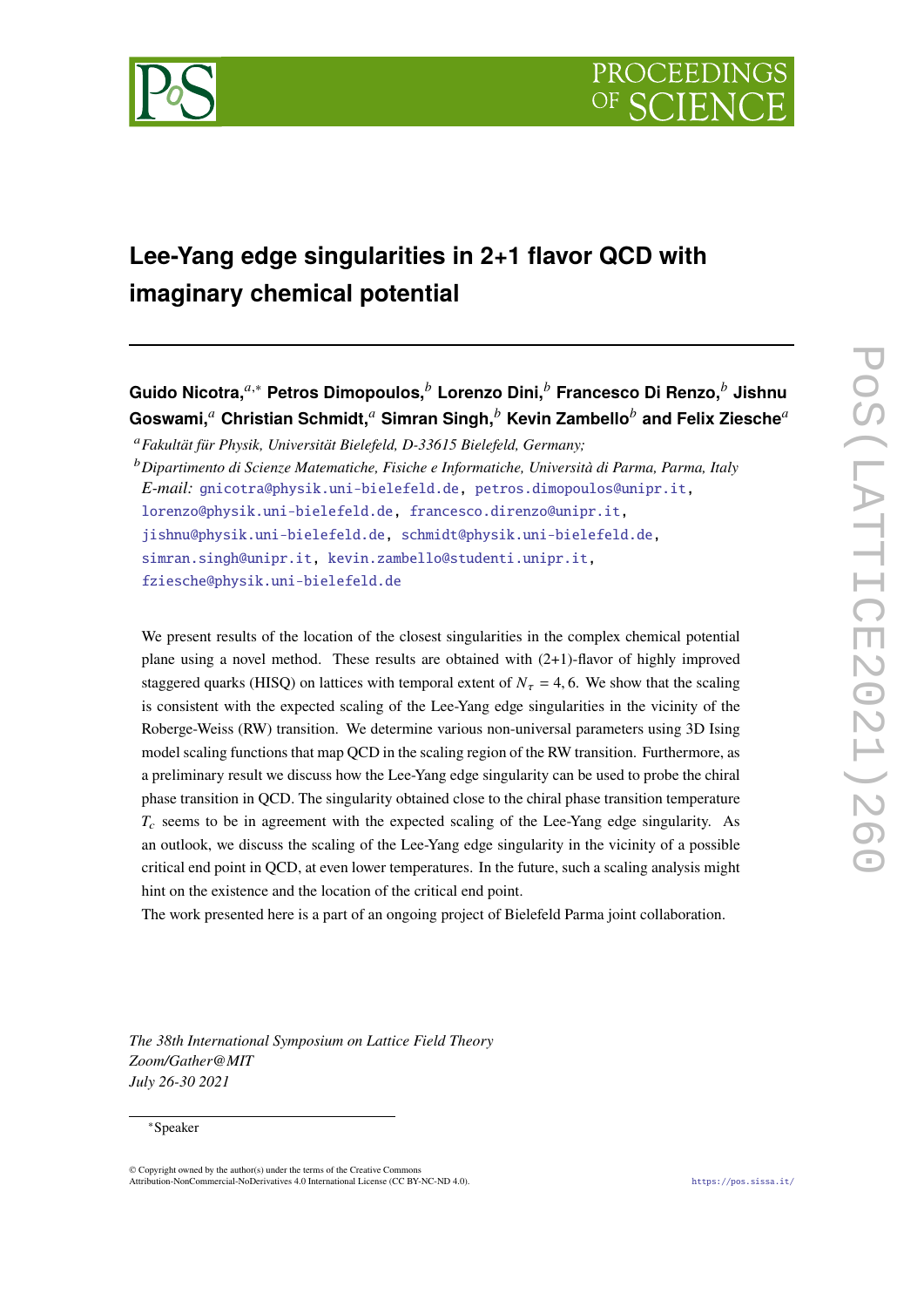# Lee-Yang edge singularities in 2+1 flavor QCD with imaginary chemical potential

**Guido Nicotra,[a,*] Petros Dimopoulos,[b] Lorenzo Dini,[b] Francesco Di Renzo,[b] Jishnu Goswami,[a] Christian Schmidt,[a] Simran Singh,[b] Kevin Zambello[b] and Felix Ziesche[a]**

[a] *Fakultät für Physik, Universität Bielefeld, D-33615 Bielefeld, Germany;*

[b] *Dipartimento di Scienze Matematiche, Fisiche e Informatiche, Università di Parma, Parma, Italy*

*E-mail:* gnicotra@physik.uni-bielefeld.de, petros.dimopoulos@unipr.it, lorenzo@physik.uni-bielefeld.de, francesco.direnzo@unipr.it, jishnu@physik.uni-bielefeld.de, schmidt@physik.uni-bielefeld.de, simran.singh@unipr.it, kevin.zambello@studenti.unipr.it, fziesche@physik.uni-bielefeld.de

We present results of the location of the closest singularities in the complex chemical potential plane using a novel method. These results are obtained with (2+1)-flavor of highly improved staggered quarks (HISQ) on lattices with temporal extent of $N_\tau = 4, 6$. We show that the scaling is consistent with the expected scaling of the Lee-Yang edge singularities in the vicinity of the Roberge-Weiss (RW) transition. We determine various non-universal parameters using 3D Ising model scaling functions that map QCD in the scaling region of the RW transition. Furthermore, as a preliminary result we discuss how the Lee-Yang edge singularity can be used to probe the chiral phase transition in QCD. The singularity obtained close to the chiral phase transition temperature $T_c$ seems to be in agreement with the expected scaling of the Lee-Yang edge singularity. As an outlook, we discuss the scaling of the Lee-Yang edge singularity in the vicinity of a possible critical end point in QCD, at even lower temperatures. In the future, such a scaling analysis might hint on the existence and the location of the critical end point.

The work presented here is a part of an ongoing project of Bielefeld Parma joint collaboration.

*The 38th International Symposium on Lattice Field Theory*
*Zoom/Gather@MIT*
*July 26-30 2021*

*Speaker

© Copyright owned by the author(s) under the terms of the Creative Commons Attribution-NonCommercial-NoDerivatives 4.0 International License (CC BY-NC-ND 4.0).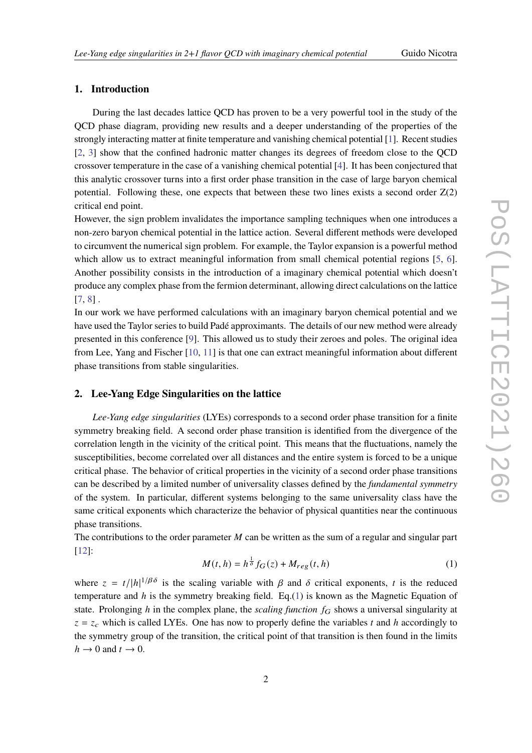## 1. Introduction

During the last decades lattice QCD has proven to be a very powerful tool in the study of the QCD phase diagram, providing new results and a deeper understanding of the properties of the strongly interacting matter at finite temperature and vanishing chemical potential [1]. Recent studies [2, 3] show that the confined hadronic matter changes its degrees of freedom close to the QCD crossover temperature in the case of a vanishing chemical potential [4]. It has been conjectured that this analytic crossover turns into a first order phase transition in the case of large baryon chemical potential. Following these, one expects that between these two lines exists a second order Z(2) critical end point.

However, the sign problem invalidates the importance sampling techniques when one introduces a non-zero baryon chemical potential in the lattice action. Several different methods were developed to circumvent the numerical sign problem. For example, the Taylor expansion is a powerful method which allow us to extract meaningful information from small chemical potential regions [5, 6]. Another possibility consists in the introduction of a imaginary chemical potential which doesn't produce any complex phase from the fermion determinant, allowing direct calculations on the lattice [7, 8] .

In our work we have performed calculations with an imaginary baryon chemical potential and we have used the Taylor series to build Padé approximants. The details of our new method were already presented in this conference [9]. This allowed us to study their zeroes and poles. The original idea from Lee, Yang and Fischer [10, 11] is that one can extract meaningful information about different phase transitions from stable singularities.

## 2. Lee-Yang Edge Singularities on the lattice

*Lee-Yang edge singularities* (LYEs) corresponds to a second order phase transition for a finite symmetry breaking field. A second order phase transition is identified from the divergence of the correlation length in the vicinity of the critical point. This means that the fluctuations, namely the susceptibilities, become correlated over all distances and the entire system is forced to be a unique critical phase. The behavior of critical properties in the vicinity of a second order phase transitions can be described by a limited number of universality classes defined by the *fundamental symmetry* of the system. In particular, different systems belonging to the same universality class have the same critical exponents which characterize the behavior of physical quantities near the continuous phase transitions.

The contributions to the order parameter $M$ can be written as the sum of a regular and singular part [12]:

$$M(t, h) = h^{\frac{1}{\delta}} f_G(z) + M_{reg}(t, h) \tag{1}$$

where $z = t/|h|^{1/\beta\delta}$ is the scaling variable with $\beta$ and $\delta$ critical exponents, $t$ is the reduced temperature and $h$ is the symmetry breaking field. Eq.(1) is known as the Magnetic Equation of state. Prolonging $h$ in the complex plane, the *scaling function* $f_G$ shows a universal singularity at $z = z_c$ which is called LYEs. One has now to properly define the variables $t$ and $h$ accordingly to the symmetry group of the transition, the critical point of that transition is then found in the limits $h \to 0$ and $t \to 0$.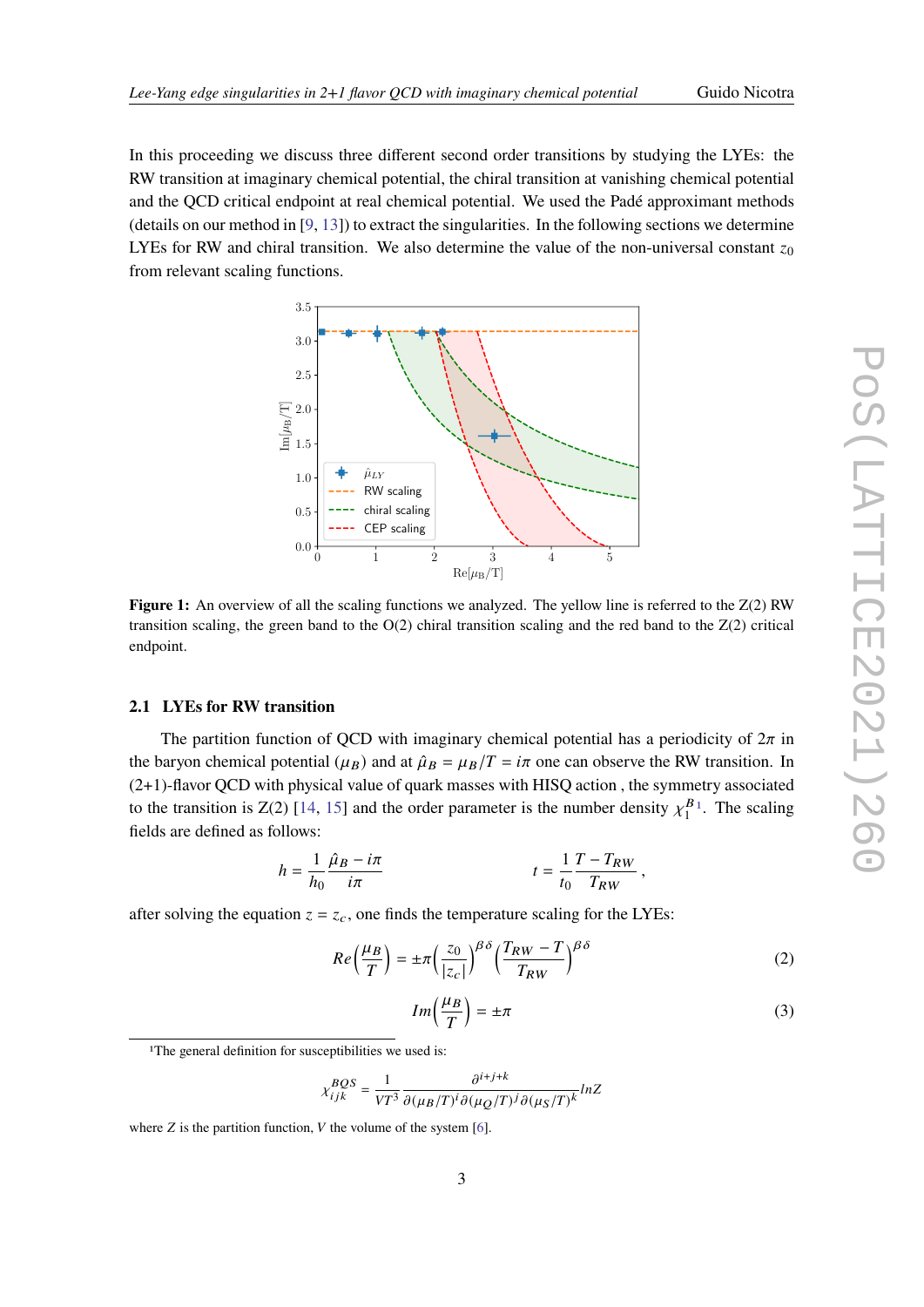In this proceeding we discuss three different second order transitions by studying the LYEs: the RW transition at imaginary chemical potential, the chiral transition at vanishing chemical potential and the QCD critical endpoint at real chemical potential. We used the Padé approximant methods (details on our method in [9, 13]) to extract the singularities. In the following sections we determine LYEs for RW and chiral transition. We also determine the value of the non-universal constant $z_0$ from relevant scaling functions.

**Figure 1:** An overview of all the scaling functions we analyzed. The yellow line is referred to the Z(2) RW transition scaling, the green band to the O(2) chiral transition scaling and the red band to the Z(2) critical endpoint.

### 2.1 LYEs for RW transition

The partition function of QCD with imaginary chemical potential has a periodicity of $2\pi$ in the baryon chemical potential ($\mu_B$) and at $\hat{\mu}_B = \mu_B/T = i\pi$ one can observe the RW transition. In (2+1)-flavor QCD with physical value of quark masses with HISQ action , the symmetry associated to the transition is Z(2) [14, 15] and the order parameter is the number density $\chi_1^B$[1]. The scaling fields are defined as follows:

$$h = \frac{1}{h_0}\frac{\hat{\mu}_B - i\pi}{i\pi} \qquad\qquad t = \frac{1}{t_0}\frac{T - T_{RW}}{T_{RW}} ,$$

after solving the equation $z = z_c$, one finds the temperature scaling for the LYEs:

$$Re\left(\frac{\mu_B}{T}\right) = \pm\pi\left(\frac{z_0}{|z_c|}\right)^{\beta\delta}\left(\frac{T_{RW} - T}{T_{RW}}\right)^{\beta\delta} \tag{2}$$

$$Im\left(\frac{\mu_B}{T}\right) = \pm\pi \tag{3}$$

[1] The general definition for susceptibilities we used is:

$$\chi_{ijk}^{BQS} = \frac{1}{VT^3}\frac{\partial^{i+j+k}}{\partial(\mu_B/T)^i\partial(\mu_Q/T)^j\partial(\mu_S/T)^k}lnZ$$

where $Z$ is the partition function, $V$ the volume of the system [6].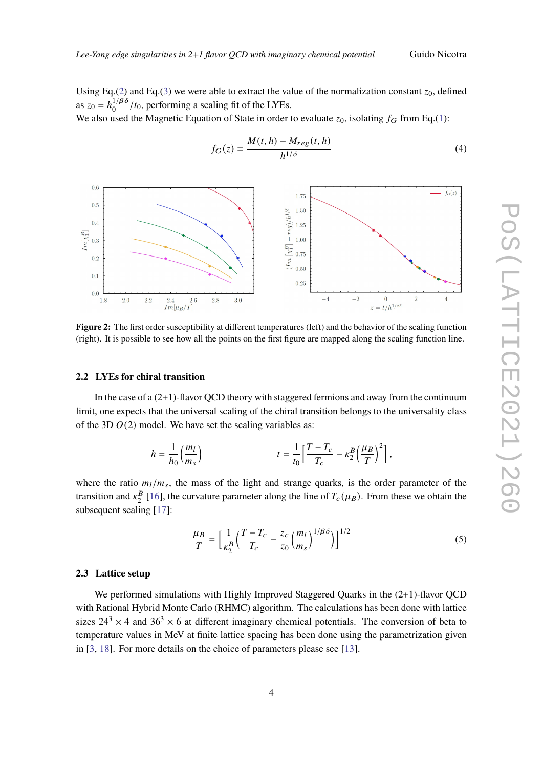Using Eq.(2) and Eq.(3) we were able to extract the value of the normalization constant $z_0$, defined as $z_0 = h_0^{1/\beta\delta}/t_0$, performing a scaling fit of the LYEs.
We also used the Magnetic Equation of State in order to evaluate $z_0$, isolating $f_G$ from Eq.(1):

$$f_G(z) = \frac{M(t,h) - M_{reg}(t,h)}{h^{1/\delta}} \tag{4}$$

**Figure 2:** The first order susceptibility at different temperatures (left) and the behavior of the scaling function (right). It is possible to see how all the points on the first figure are mapped along the scaling function line.

### 2.2 LYEs for chiral transition

In the case of a (2+1)-flavor QCD theory with staggered fermions and away from the continuum limit, one expects that the universal scaling of the chiral transition belongs to the universality class of the 3D $O(2)$ model. We have set the scaling variables as:

$$h = \frac{1}{h_0}\left(\frac{m_l}{m_s}\right) \qquad\qquad t = \frac{1}{t_0}\left[\frac{T - T_c}{T_c} - \kappa_2^B\left(\frac{\mu_B}{T}\right)^2\right],$$

where the ratio $m_l/m_s$, the mass of the light and strange quarks, is the order parameter of the transition and $\kappa_2^B$ [16], the curvature parameter along the line of $T_c(\mu_B)$. From these we obtain the subsequent scaling [17]:

$$\frac{\mu_B}{T} = \left[\frac{1}{\kappa_2^B}\left(\frac{T - T_c}{T_c} - \frac{z_c}{z_0}\left(\frac{m_l}{m_s}\right)^{1/\beta\delta}\right)\right]^{1/2} \tag{5}$$

### 2.3 Lattice setup

We performed simulations with Highly Improved Staggered Quarks in the (2+1)-flavor QCD with Rational Hybrid Monte Carlo (RHMC) algorithm. The calculations has been done with lattice sizes $24^3 \times 4$ and $36^3 \times 6$ at different imaginary chemical potentials. The conversion of beta to temperature values in MeV at finite lattice spacing has been done using the parametrization given in [3, 18]. For more details on the choice of parameters please see [13].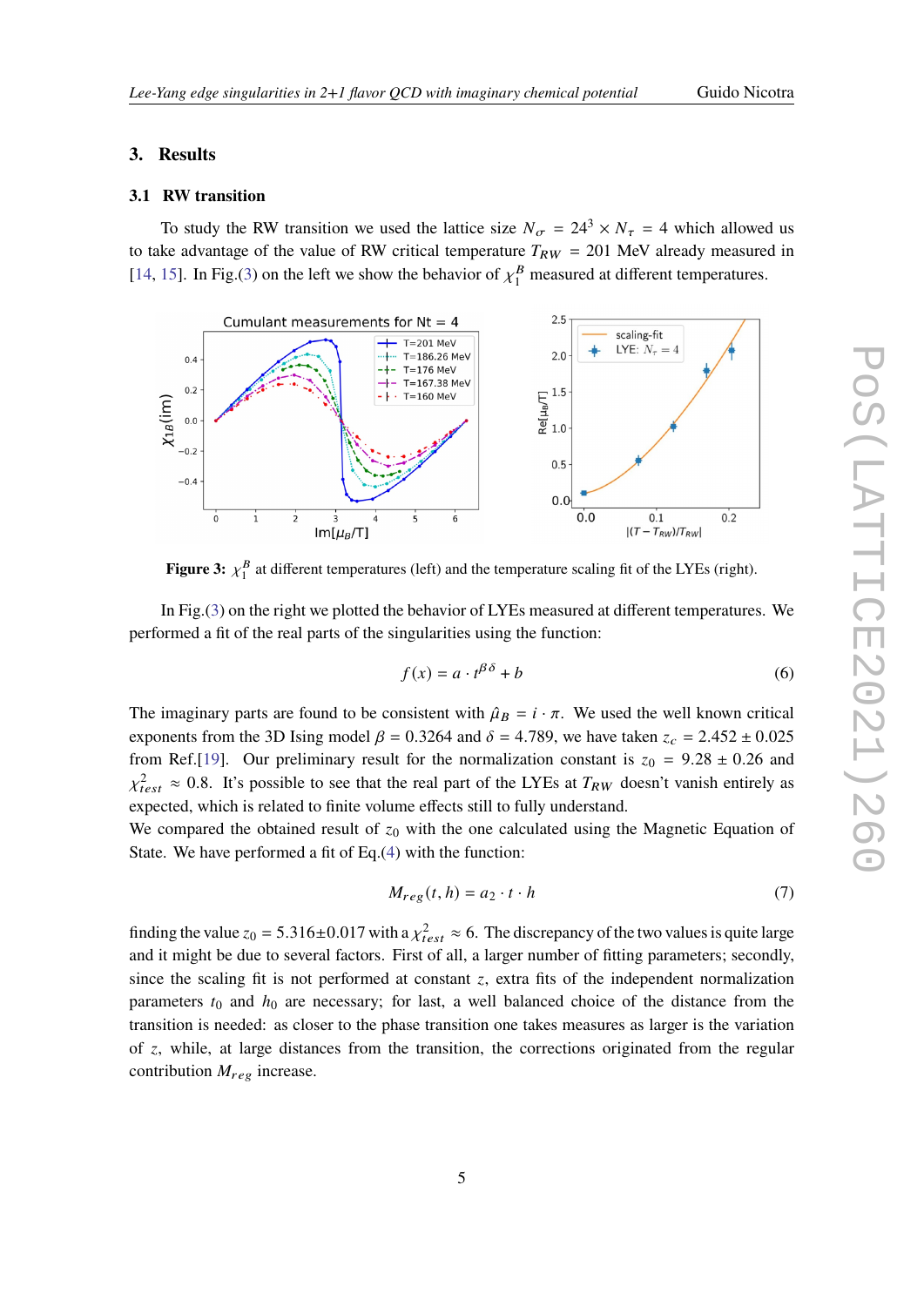## 3. Results

### 3.1 RW transition

To study the RW transition we used the lattice size $N_\sigma = 24^3 \times N_\tau = 4$ which allowed us to take advantage of the value of RW critical temperature $T_{RW} = 201$ MeV already measured in [14, 15]. In Fig.(3) on the left we show the behavior of $\chi_1^B$ measured at different temperatures.

**Figure 3:** $\chi_1^B$ at different temperatures (left) and the temperature scaling fit of the LYEs (right).

In Fig.(3) on the right we plotted the behavior of LYEs measured at different temperatures. We performed a fit of the real parts of the singularities using the function:

$$f(x) = a \cdot t^{\beta\delta} + b \tag{6}$$

The imaginary parts are found to be consistent with $\hat{\mu}_B = i \cdot \pi$. We used the well known critical exponents from the 3D Ising model $\beta = 0.3264$ and $\delta = 4.789$, we have taken $z_c = 2.452 \pm 0.025$ from Ref.[19]. Our preliminary result for the normalization constant is $z_0 = 9.28 \pm 0.26$ and $\chi^2_{test} \approx 0.8$. It's possible to see that the real part of the LYEs at $T_{RW}$ doesn't vanish entirely as expected, which is related to finite volume effects still to fully understand.
We compared the obtained result of $z_0$ with the one calculated using the Magnetic Equation of State. We have performed a fit of Eq.(4) with the function:

$$M_{reg}(t, h) = a_2 \cdot t \cdot h \tag{7}$$

finding the value $z_0 = 5.316 \pm 0.017$ with a $\chi^2_{test} \approx 6$. The discrepancy of the two values is quite large and it might be due to several factors. First of all, a larger number of fitting parameters; secondly, since the scaling fit is not performed at constant $z$, extra fits of the independent normalization parameters $t_0$ and $h_0$ are necessary; for last, a well balanced choice of the distance from the transition is needed: as closer to the phase transition one takes measures as larger is the variation of $z$, while, at large distances from the transition, the corrections originated from the regular contribution $M_{reg}$ increase.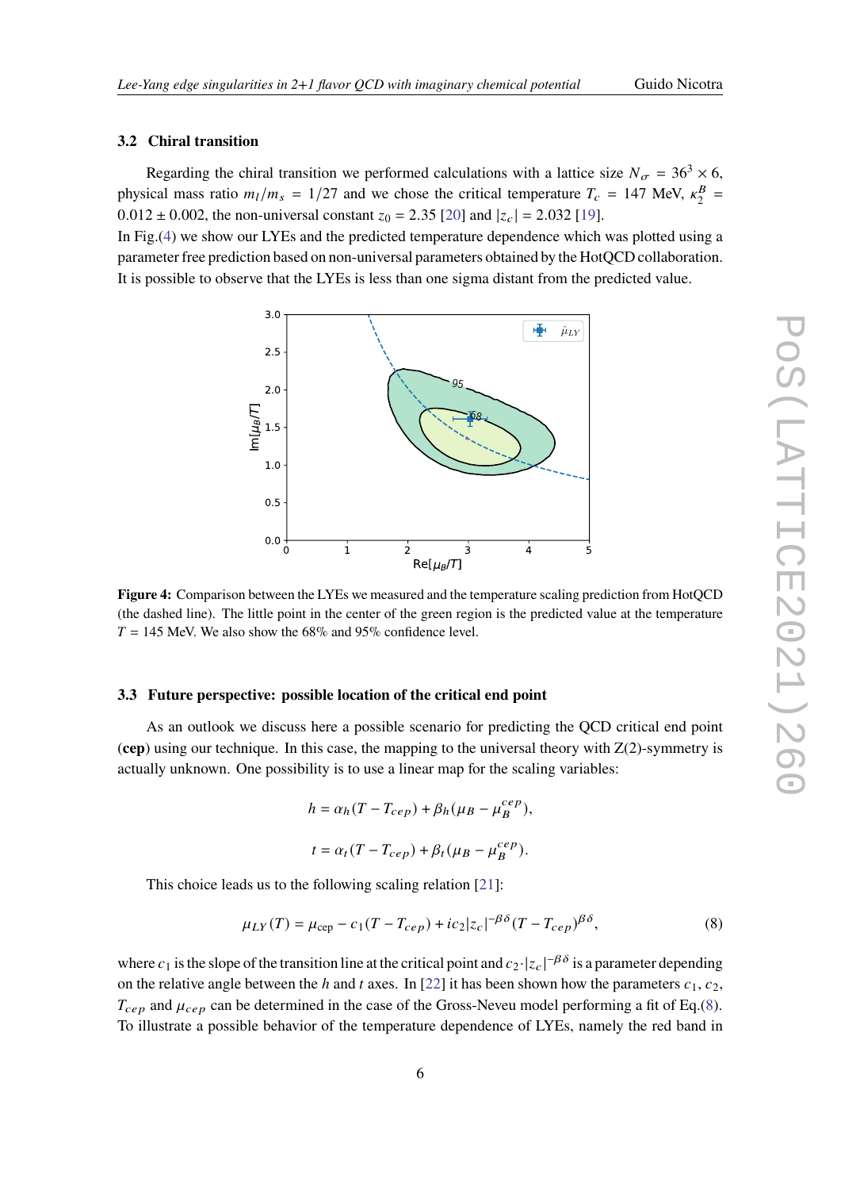### 3.2 Chiral transition

Regarding the chiral transition we performed calculations with a lattice size $N_\sigma = 36^3 \times 6$, physical mass ratio $m_l/m_s = 1/27$ and we chose the critical temperature $T_c = 147$ MeV, $\kappa_2^B = 0.012 \pm 0.002$, the non-universal constant $z_0 = 2.35$ [20] and $|z_c| = 2.032$ [19].

In Fig.(4) we show our LYEs and the predicted temperature dependence which was plotted using a parameter free prediction based on non-universal parameters obtained by the HotQCD collaboration. It is possible to observe that the LYEs is less than one sigma distant from the predicted value.

**Figure 4:** Comparison between the LYEs we measured and the temperature scaling prediction from HotQCD (the dashed line). The little point in the center of the green region is the predicted value at the temperature $T = 145$ MeV. We also show the 68% and 95% confidence level.

### 3.3 Future perspective: possible location of the critical end point

As an outlook we discuss here a possible scenario for predicting the QCD critical end point (**cep**) using our technique. In this case, the mapping to the universal theory with Z(2)-symmetry is actually unknown. One possibility is to use a linear map for the scaling variables:

$$h = \alpha_h(T - T_{cep}) + \beta_h(\mu_B - \mu_B^{cep}),$$

$$t = \alpha_t(T - T_{cep}) + \beta_t(\mu_B - \mu_B^{cep}).$$

This choice leads us to the following scaling relation [21]:

$$\mu_{LY}(T) = \mu_{\text{cep}} - c_1(T - T_{cep}) + ic_2|z_c|^{-\beta\delta}(T - T_{cep})^{\beta\delta}, \tag{8}$$

where $c_1$ is the slope of the transition line at the critical point and $c_2 \cdot |z_c|^{-\beta\delta}$ is a parameter depending on the relative angle between the $h$ and $t$ axes. In [22] it has been shown how the parameters $c_1$, $c_2$, $T_{cep}$ and $\mu_{cep}$ can be determined in the case of the Gross-Neveu model performing a fit of Eq.(8). To illustrate a possible behavior of the temperature dependence of LYEs, namely the red band in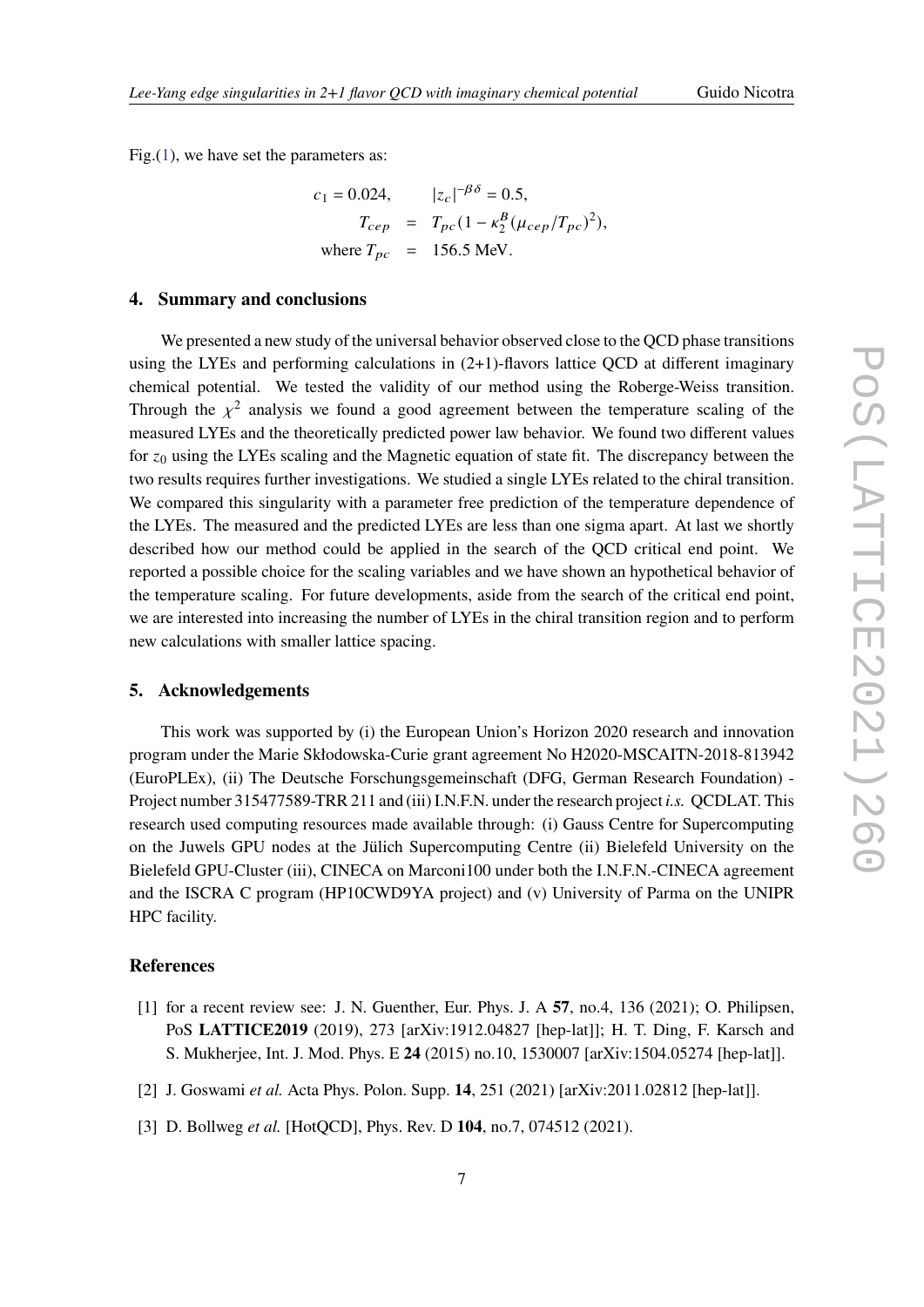Fig.(1), we have set the parameters as:

$$
\begin{aligned}
c_1 = 0.024, \qquad |z_c|^{-\beta\delta} &= 0.5, \\
T_{cep} &= T_{pc}(1 - \kappa_2^B(\mu_{cep}/T_{pc})^2), \\
\text{where } T_{pc} &= 156.5 \text{ MeV}.
\end{aligned}
$$

## 4. Summary and conclusions

We presented a new study of the universal behavior observed close to the QCD phase transitions using the LYEs and performing calculations in (2+1)-flavors lattice QCD at different imaginary chemical potential. We tested the validity of our method using the Roberge-Weiss transition. Through the $\chi^2$ analysis we found a good agreement between the temperature scaling of the measured LYEs and the theoretically predicted power law behavior. We found two different values for $z_0$ using the LYEs scaling and the Magnetic equation of state fit. The discrepancy between the two results requires further investigations. We studied a single LYEs related to the chiral transition. We compared this singularity with a parameter free prediction of the temperature dependence of the LYEs. The measured and the predicted LYEs are less than one sigma apart. At last we shortly described how our method could be applied in the search of the QCD critical end point. We reported a possible choice for the scaling variables and we have shown an hypothetical behavior of the temperature scaling. For future developments, aside from the search of the critical end point, we are interested into increasing the number of LYEs in the chiral transition region and to perform new calculations with smaller lattice spacing.

## 5. Acknowledgements

This work was supported by (i) the European Union's Horizon 2020 research and innovation program under the Marie Skłodowska-Curie grant agreement No H2020-MSCAITN-2018-813942 (EuroPLEx), (ii) The Deutsche Forschungsgemeinschaft (DFG, German Research Foundation) - Project number 315477589-TRR 211 and (iii) I.N.F.N. under the research project *i.s.* QCDLAT. This research used computing resources made available through: (i) Gauss Centre for Supercomputing on the Juwels GPU nodes at the Jülich Supercomputing Centre (ii) Bielefeld University on the Bielefeld GPU-Cluster (iii), CINECA on Marconi100 under both the I.N.F.N.-CINECA agreement and the ISCRA C program (HP10CWD9YA project) and (v) University of Parma on the UNIPR HPC facility.

## References

[1] for a recent review see: J. N. Guenther, Eur. Phys. J. A **57**, no.4, 136 (2021); O. Philipsen, PoS **LATTICE2019** (2019), 273 [arXiv:1912.04827 [hep-lat]]; H. T. Ding, F. Karsch and S. Mukherjee, Int. J. Mod. Phys. E **24** (2015) no.10, 1530007 [arXiv:1504.05274 [hep-lat]].

[2] J. Goswami *et al.* Acta Phys. Polon. Supp. **14**, 251 (2021) [arXiv:2011.02812 [hep-lat]].

[3] D. Bollweg *et al.* [HotQCD], Phys. Rev. D **104**, no.7, 074512 (2021).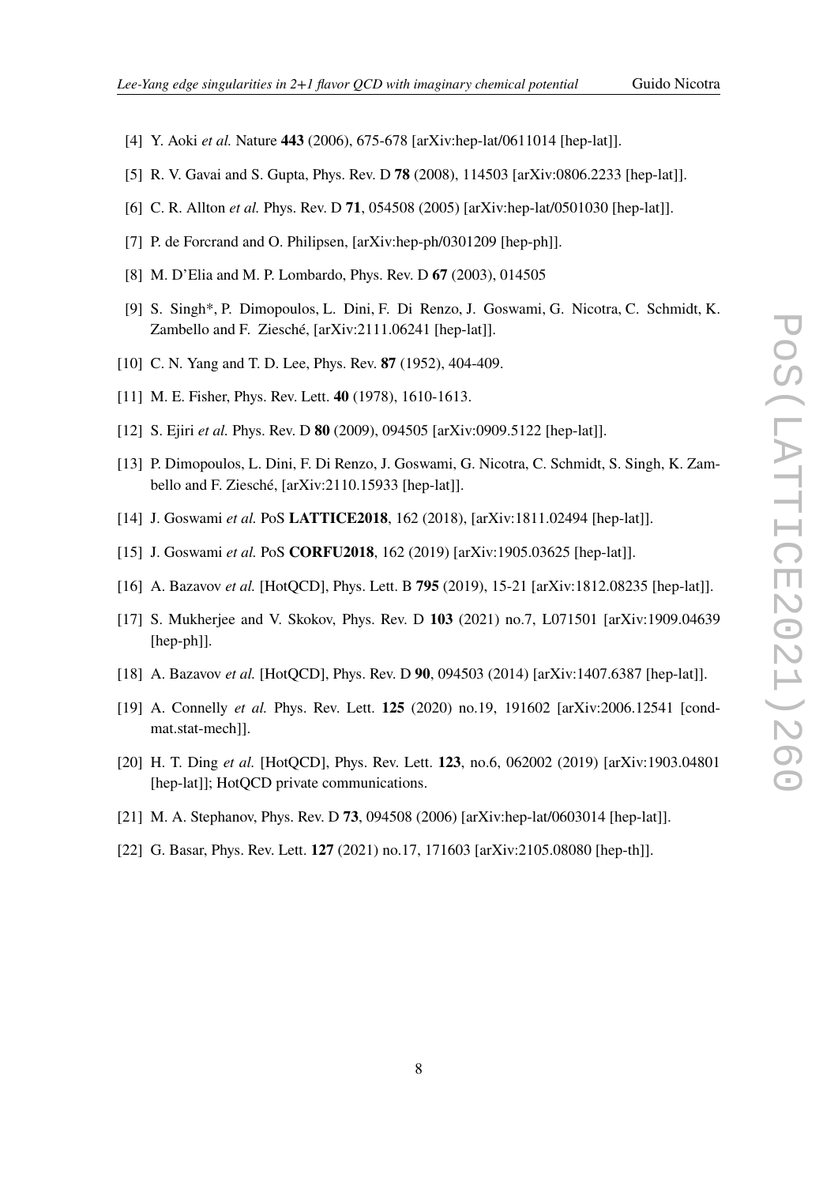[4] Y. Aoki *et al.* Nature **443** (2006), 675-678 [arXiv:hep-lat/0611014 [hep-lat]].

[5] R. V. Gavai and S. Gupta, Phys. Rev. D **78** (2008), 114503 [arXiv:0806.2233 [hep-lat]].

[6] C. R. Allton *et al.* Phys. Rev. D **71**, 054508 (2005) [arXiv:hep-lat/0501030 [hep-lat]].

[7] P. de Forcrand and O. Philipsen, [arXiv:hep-ph/0301209 [hep-ph]].

[8] M. D'Elia and M. P. Lombardo, Phys. Rev. D **67** (2003), 014505

[9] S. Singh*, P. Dimopoulos, L. Dini, F. Di Renzo, J. Goswami, G. Nicotra, C. Schmidt, K. Zambello and F. Ziesché, [arXiv:2111.06241 [hep-lat]].

[10] C. N. Yang and T. D. Lee, Phys. Rev. **87** (1952), 404-409.

[11] M. E. Fisher, Phys. Rev. Lett. **40** (1978), 1610-1613.

[12] S. Ejiri *et al.* Phys. Rev. D **80** (2009), 094505 [arXiv:0909.5122 [hep-lat]].

[13] P. Dimopoulos, L. Dini, F. Di Renzo, J. Goswami, G. Nicotra, C. Schmidt, S. Singh, K. Zambello and F. Ziesché, [arXiv:2110.15933 [hep-lat]].

[14] J. Goswami *et al.* PoS **LATTICE2018**, 162 (2018), [arXiv:1811.02494 [hep-lat]].

[15] J. Goswami *et al.* PoS **CORFU2018**, 162 (2019) [arXiv:1905.03625 [hep-lat]].

[16] A. Bazavov *et al.* [HotQCD], Phys. Lett. B **795** (2019), 15-21 [arXiv:1812.08235 [hep-lat]].

[17] S. Mukherjee and V. Skokov, Phys. Rev. D **103** (2021) no.7, L071501 [arXiv:1909.04639 [hep-ph]].

[18] A. Bazavov *et al.* [HotQCD], Phys. Rev. D **90**, 094503 (2014) [arXiv:1407.6387 [hep-lat]].

[19] A. Connelly *et al.* Phys. Rev. Lett. **125** (2020) no.19, 191602 [arXiv:2006.12541 [cond-mat.stat-mech]].

[20] H. T. Ding *et al.* [HotQCD], Phys. Rev. Lett. **123**, no.6, 062002 (2019) [arXiv:1903.04801 [hep-lat]]; HotQCD private communications.

[21] M. A. Stephanov, Phys. Rev. D **73**, 094508 (2006) [arXiv:hep-lat/0603014 [hep-lat]].

[22] G. Basar, Phys. Rev. Lett. **127** (2021) no.17, 171603 [arXiv:2105.08080 [hep-th]].